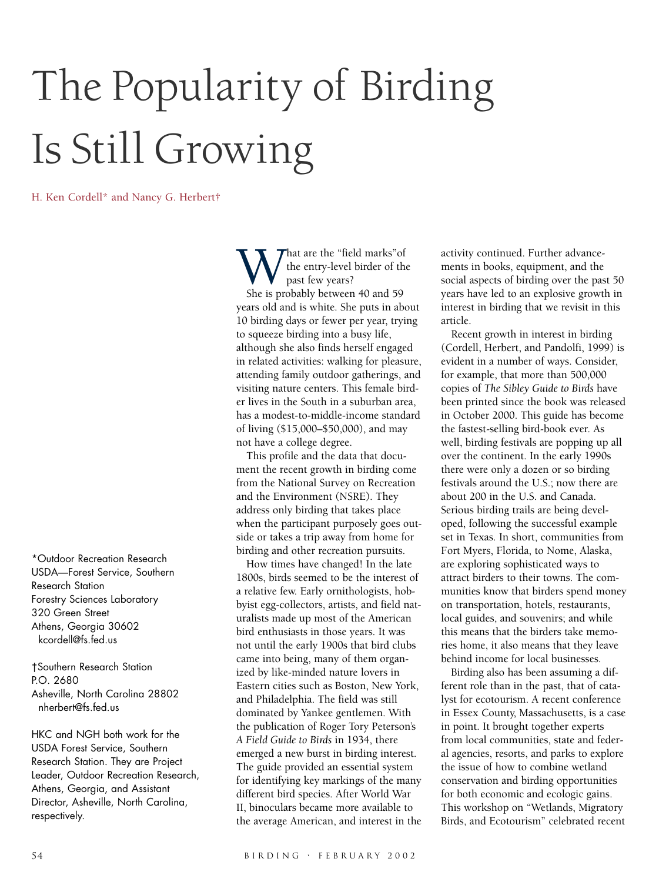# The Popularity of Birding Is Still Growing

H. Ken Cordell* and Nancy G. Herbert†

*Outdoor Recreation Research
USDA—Forest Service, Southern Research Station
Forestry Sciences Laboratory
320 Green Street
Athens, Georgia 30602
kcordell@fs.fed.us

†Southern Research Station
P.O. 2680
Asheville, North Carolina 28802
nherbert@fs.fed.us

HKC and NGH both work for the USDA Forest Service, Southern Research Station. They are Project Leader, Outdoor Recreation Research, Athens, Georgia, and Assistant Director, Asheville, North Carolina, respectively.

What are the "field marks"of the entry-level birder of the past few years?

She is probably between 40 and 59 years old and is white. She puts in about 10 birding days or fewer per year, trying to squeeze birding into a busy life, although she also finds herself engaged in related activities: walking for pleasure, attending family outdoor gatherings, and visiting nature centers. This female birder lives in the South in a suburban area, has a modest-to-middle-income standard of living ($15,000–$50,000), and may not have a college degree.

This profile and the data that document the recent growth in birding come from the National Survey on Recreation and the Environment (NSRE). They address only birding that takes place when the participant purposely goes outside or takes a trip away from home for birding and other recreation pursuits.

How times have changed! In the late 1800s, birds seemed to be the interest of a relative few. Early ornithologists, hobbyist egg-collectors, artists, and field naturalists made up most of the American bird enthusiasts in those years. It was not until the early 1900s that bird clubs came into being, many of them organized by like-minded nature lovers in Eastern cities such as Boston, New York, and Philadelphia. The field was still dominated by Yankee gentlemen. With the publication of Roger Tory Peterson's *A Field Guide to Birds* in 1934, there emerged a new burst in birding interest. The guide provided an essential system for identifying key markings of the many different bird species. After World War II, binoculars became more available to the average American, and interest in the activity continued. Further advancements in books, equipment, and the social aspects of birding over the past 50 years have led to an explosive growth in interest in birding that we revisit in this article.

Recent growth in interest in birding (Cordell, Herbert, and Pandolfi, 1999) is evident in a number of ways. Consider, for example, that more than 500,000 copies of *The Sibley Guide to Birds* have been printed since the book was released in October 2000. This guide has become the fastest-selling bird-book ever. As well, birding festivals are popping up all over the continent. In the early 1990s there were only a dozen or so birding festivals around the U.S.; now there are about 200 in the U.S. and Canada. Serious birding trails are being developed, following the successful example set in Texas. In short, communities from Fort Myers, Florida, to Nome, Alaska, are exploring sophisticated ways to attract birders to their towns. The communities know that birders spend money on transportation, hotels, restaurants, local guides, and souvenirs; and while this means that the birders take memories home, it also means that they leave behind income for local businesses.

Birding also has been assuming a different role than in the past, that of catalyst for ecotourism. A recent conference in Essex County, Massachusetts, is a case in point. It brought together experts from local communities, state and federal agencies, resorts, and parks to explore the issue of how to combine wetland conservation and birding opportunities for both economic and ecologic gains. This workshop on "Wetlands, Migratory Birds, and Ecotourism" celebrated recent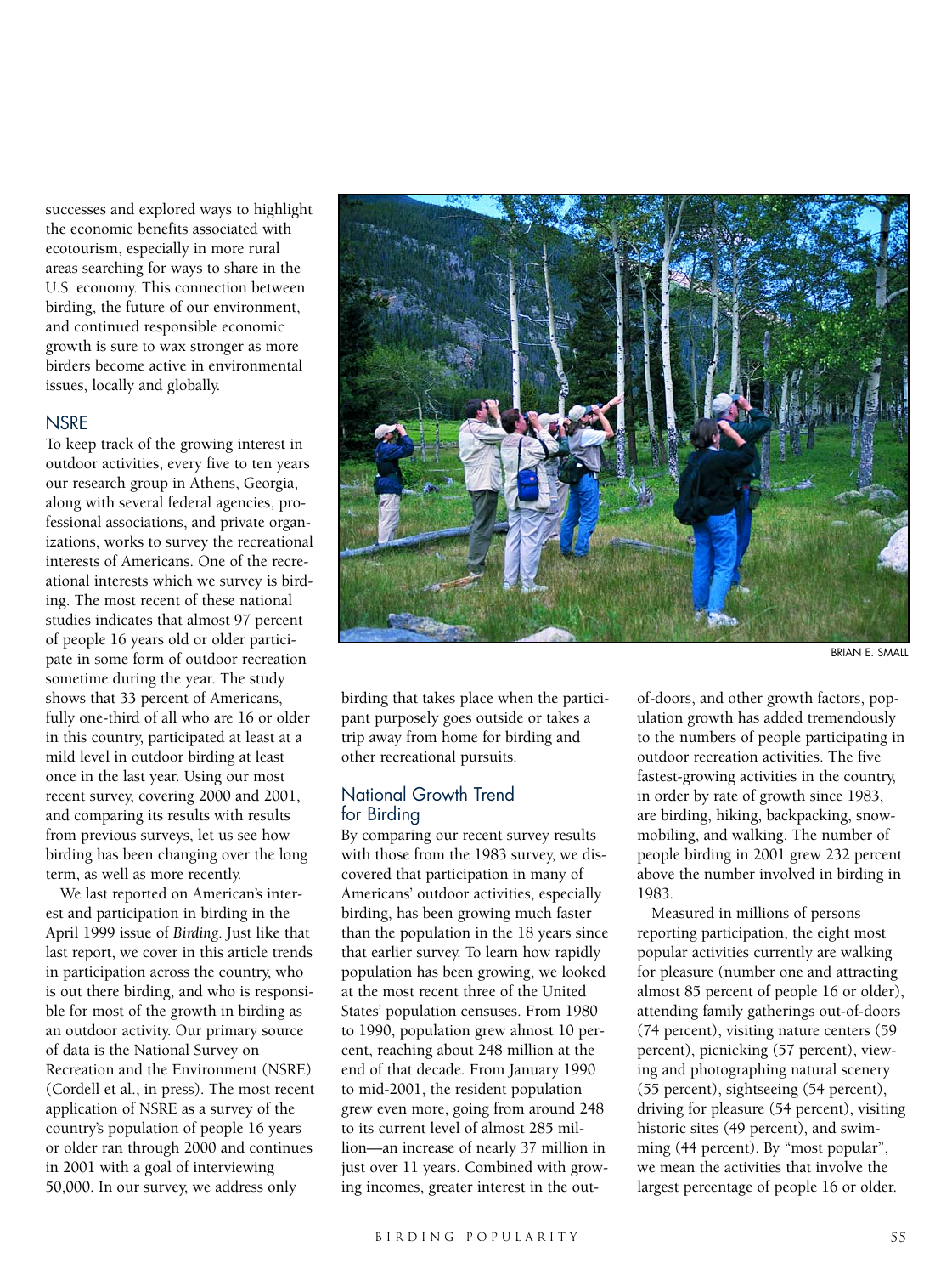successes and explored ways to highlight the economic benefits associated with ecotourism, especially in more rural areas searching for ways to share in the U.S. economy. This connection between birding, the future of our environment, and continued responsible economic growth is sure to wax stronger as more birders become active in environmental issues, locally and globally.

## NSRE

To keep track of the growing interest in outdoor activities, every five to ten years our research group in Athens, Georgia, along with several federal agencies, professional associations, and private organizations, works to survey the recreational interests of Americans. One of the recreational interests which we survey is birding. The most recent of these national studies indicates that almost 97 percent of people 16 years old or older participate in some form of outdoor recreation sometime during the year. The study shows that 33 percent of Americans, fully one-third of all who are 16 or older in this country, participated at least at a mild level in outdoor birding at least once in the last year. Using our most recent survey, covering 2000 and 2001, and comparing its results with results from previous surveys, let us see how birding has been changing over the long term, as well as more recently.

We last reported on American's interest and participation in birding in the April 1999 issue of *Birding*. Just like that last report, we cover in this article trends in participation across the country, who is out there birding, and who is responsible for most of the growth in birding as an outdoor activity. Our primary source of data is the National Survey on Recreation and the Environment (NSRE) (Cordell et al., in press). The most recent application of NSRE as a survey of the country's population of people 16 years or older ran through 2000 and continues in 2001 with a goal of interviewing 50,000. In our survey, we address only birding that takes place when the participant purposely goes outside or takes a trip away from home for birding and other recreational pursuits.

BRIAN E. SMALL

## National Growth Trend for Birding

By comparing our recent survey results with those from the 1983 survey, we discovered that participation in many of Americans' outdoor activities, especially birding, has been growing much faster than the population in the 18 years since that earlier survey. To learn how rapidly population has been growing, we looked at the most recent three of the United States' population censuses. From 1980 to 1990, population grew almost 10 percent, reaching about 248 million at the end of that decade. From January 1990 to mid-2001, the resident population grew even more, going from around 248 to its current level of almost 285 million—an increase of nearly 37 million in just over 11 years. Combined with growing incomes, greater interest in the out-of-doors, and other growth factors, population growth has added tremendously to the numbers of people participating in outdoor recreation activities. The five fastest-growing activities in the country, in order by rate of growth since 1983, are birding, hiking, backpacking, snowmobiling, and walking. The number of people birding in 2001 grew 232 percent above the number involved in birding in 1983.

Measured in millions of persons reporting participation, the eight most popular activities currently are walking for pleasure (number one and attracting almost 85 percent of people 16 or older), attending family gatherings out-of-doors (74 percent), visiting nature centers (59 percent), picnicking (57 percent), viewing and photographing natural scenery (55 percent), sightseeing (54 percent), driving for pleasure (54 percent), visiting historic sites (49 percent), and swimming (44 percent). By "most popular", we mean the activities that involve the largest percentage of people 16 or older.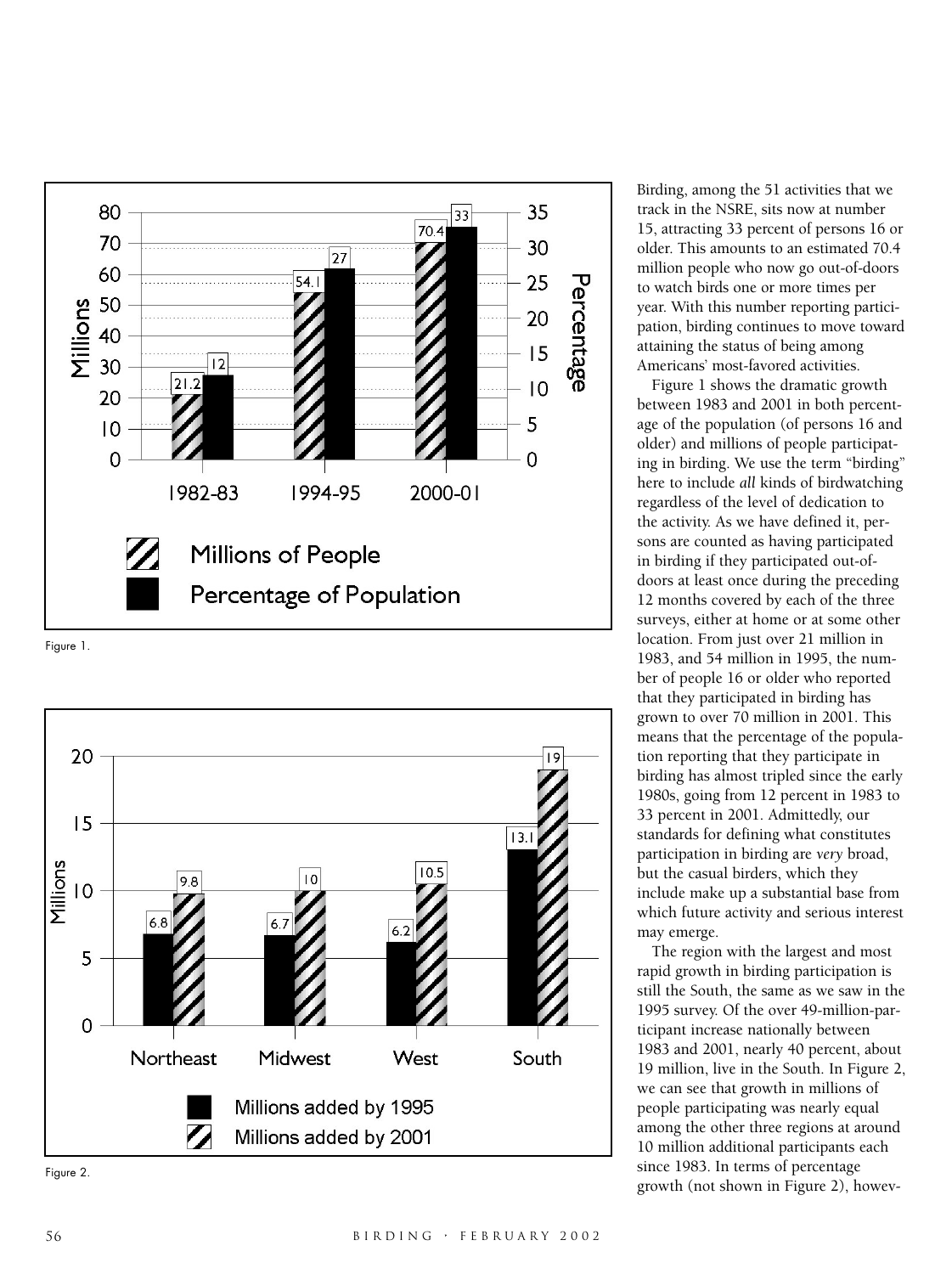Figure 1.

Figure 2.

Birding, among the 51 activities that we track in the NSRE, sits now at number 15, attracting 33 percent of persons 16 or older. This amounts to an estimated 70.4 million people who now go out-of-doors to watch birds one or more times per year. With this number reporting participation, birding continues to move toward attaining the status of being among Americans' most-favored activities.

Figure 1 shows the dramatic growth between 1983 and 2001 in both percentage of the population (of persons 16 and older) and millions of people participating in birding. We use the term "birding" here to include *all* kinds of birdwatching regardless of the level of dedication to the activity. As we have defined it, persons are counted as having participated in birding if they participated out-of-doors at least once during the preceding 12 months covered by each of the three surveys, either at home or at some other location. From just over 21 million in 1983, and 54 million in 1995, the number of people 16 or older who reported that they participated in birding has grown to over 70 million in 2001. This means that the percentage of the population reporting that they participate in birding has almost tripled since the early 1980s, going from 12 percent in 1983 to 33 percent in 2001. Admittedly, our standards for defining what constitutes participation in birding are *very* broad, but the casual birders, which they include make up a substantial base from which future activity and serious interest may emerge.

The region with the largest and most rapid growth in birding participation is still the South, the same as we saw in the 1995 survey. Of the over 49-million-participant increase nationally between 1983 and 2001, nearly 40 percent, about 19 million, live in the South. In Figure 2, we can see that growth in millions of people participating was nearly equal among the other three regions at around 10 million additional participants each since 1983. In terms of percentage growth (not shown in Figure 2), howev-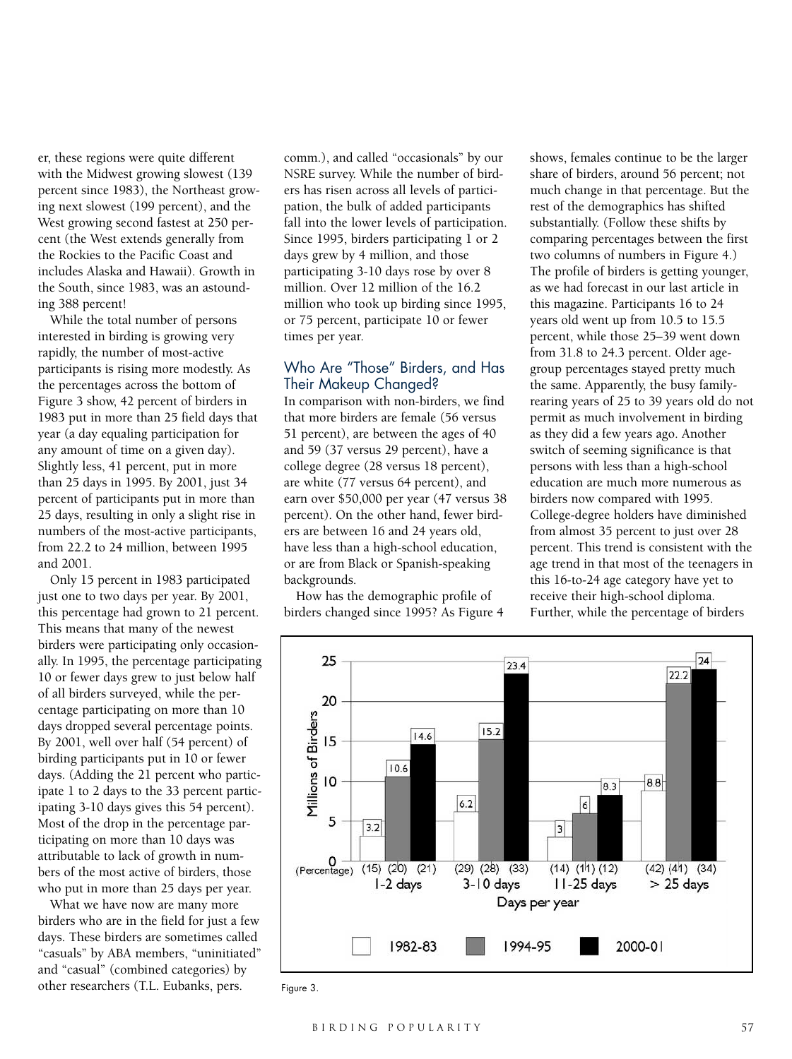er, these regions were quite different with the Midwest growing slowest (139 percent since 1983), the Northeast growing next slowest (199 percent), and the West growing second fastest at 250 percent (the West extends generally from the Rockies to the Pacific Coast and includes Alaska and Hawaii). Growth in the South, since 1983, was an astounding 388 percent!

While the total number of persons interested in birding is growing very rapidly, the number of most-active participants is rising more modestly. As the percentages across the bottom of Figure 3 show, 42 percent of birders in 1983 put in more than 25 field days that year (a day equaling participation for any amount of time on a given day). Slightly less, 41 percent, put in more than 25 days in 1995. By 2001, just 34 percent of participants put in more than 25 days, resulting in only a slight rise in numbers of the most-active participants, from 22.2 to 24 million, between 1995 and 2001.

Only 15 percent in 1983 participated just one to two days per year. By 2001, this percentage had grown to 21 percent. This means that many of the newest birders were participating only occasionally. In 1995, the percentage participating 10 or fewer days grew to just below half of all birders surveyed, while the percentage participating on more than 10 days dropped several percentage points. By 2001, well over half (54 percent) of birding participants put in 10 or fewer days. (Adding the 21 percent who participate 1 to 2 days to the 33 percent participating 3-10 days gives this 54 percent). Most of the drop in the percentage participating on more than 10 days was attributable to lack of growth in numbers of the most active of birders, those who put in more than 25 days per year.

What we have now are many more birders who are in the field for just a few days. These birders are sometimes called "casuals" by ABA members, "uninitiated" and "casual" (combined categories) by other researchers (T.L. Eubanks, pers. comm.), and called "occasionals" by our NSRE survey. While the number of birders has risen across all levels of participation, the bulk of added participants fall into the lower levels of participation. Since 1995, birders participating 1 or 2 days grew by 4 million, and those participating 3-10 days rose by over 8 million. Over 12 million of the 16.2 million who took up birding since 1995, or 75 percent, participate 10 or fewer times per year.

## Who Are "Those" Birders, and Has Their Makeup Changed?

In comparison with non-birders, we find that more birders are female (56 versus 51 percent), are between the ages of 40 and 59 (37 versus 29 percent), have a college degree (28 versus 18 percent), are white (77 versus 64 percent), and earn over $50,000 per year (47 versus 38 percent). On the other hand, fewer birders are between 16 and 24 years old, have less than a high-school education, or are from Black or Spanish-speaking backgrounds.

How has the demographic profile of birders changed since 1995? As Figure 4 shows, females continue to be the larger share of birders, around 56 percent; not much change in that percentage. But the rest of the demographics has shifted substantially. (Follow these shifts by comparing percentages between the first two columns of numbers in Figure 4.) The profile of birders is getting younger, as we had forecast in our last article in this magazine. Participants 16 to 24 years old went up from 10.5 to 15.5 percent, while those 25–39 went down from 31.8 to 24.3 percent. Older age-group percentages stayed pretty much the same. Apparently, the busy family-rearing years of 25 to 39 years old do not permit as much involvement in birding as they did a few years ago. Another switch of seeming significance is that persons with less than a high-school education are much more numerous as birders now compared with 1995. College-degree holders have diminished from almost 35 percent to just over 28 percent. This trend is consistent with the age trend in that most of the teenagers in this 16-to-24 age category have yet to receive their high-school diploma. Further, while the percentage of birders

| Days per year | 1982-83 | 1994-95 | 2000-01 |
|---|---|---|---|
| 1-2 days | 3.2 (15) | 10.6 (20) | 14.6 (21) |
| 3-10 days | 6.2 (29) | 15.2 (28) | 23.4 (33) |
| 11-25 days | 3 (14) | 6 (11) | 8.3 (12) |
| > 25 days | 8.8 (42) | 22.2 (41) | 24 (34) |

Millions of Birders (Percentage)

Figure 3.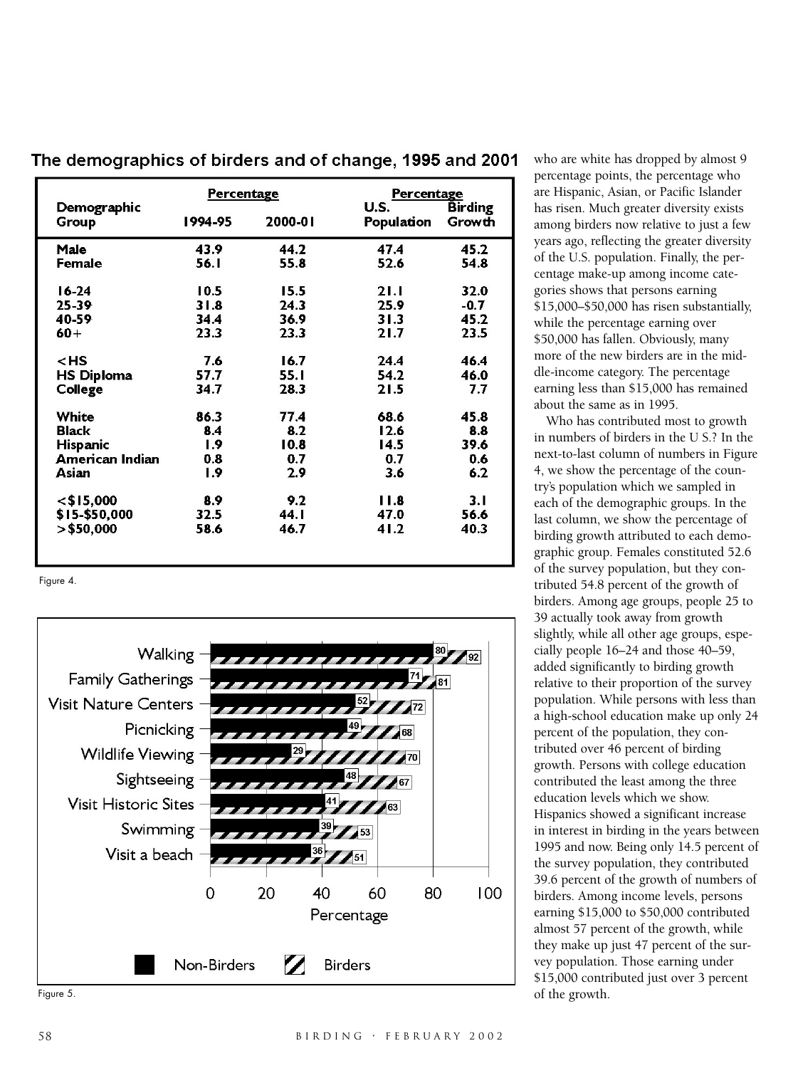## The demographics of birders and of change, 1995 and 2001

| Demographic Group | Percentage 1994-95 | Percentage 2000-01 | Percentage U.S. Population | Percentage Birding Growth |
|---|---|---|---|---|
| Male | 43.9 | 44.2 | 47.4 | 45.2 |
| Female | 56.1 | 55.8 | 52.6 | 54.8 |
| 16-24 | 10.5 | 15.5 | 21.1 | 32.0 |
| 25-39 | 31.8 | 24.3 | 25.9 | -0.7 |
| 40-59 | 34.4 | 36.9 | 31.3 | 45.2 |
| 60+ | 23.3 | 23.3 | 21.7 | 23.5 |
| <HS | 7.6 | 16.7 | 24.4 | 46.4 |
| HS Diploma | 57.7 | 55.1 | 54.2 | 46.0 |
| College | 34.7 | 28.3 | 21.5 | 7.7 |
| White | 86.3 | 77.4 | 68.6 | 45.8 |
| Black | 8.4 | 8.2 | 12.6 | 8.8 |
| Hispanic | 1.9 | 10.8 | 14.5 | 39.6 |
| American Indian | 0.8 | 0.7 | 0.7 | 0.6 |
| Asian | 1.9 | 2.9 | 3.6 | 6.2 |
| <$15,000 | 8.9 | 9.2 | 11.8 | 3.1 |
| $15-$50,000 | 32.5 | 44.1 | 47.0 | 56.6 |
| >$50,000 | 58.6 | 46.7 | 41.2 | 40.3 |

Figure 4.

| Activity | Non-Birders | Birders |
|---|---|---|
| Walking | 80 | 92 |
| Family Gatherings | 71 | 81 |
| Visit Nature Centers | 52 | 72 |
| Picnicking | 49 | 68 |
| Wildlife Viewing | 29 | 70 |
| Sightseeing | 48 | 67 |
| Visit Historic Sites | 41 | 63 |
| Swimming | 39 | 53 |
| Visit a beach | 36 | 51 |

Percentage

Figure 5.

who are white has dropped by almost 9 percentage points, the percentage who are Hispanic, Asian, or Pacific Islander has risen. Much greater diversity exists among birders now relative to just a few years ago, reflecting the greater diversity of the U.S. population. Finally, the percentage make-up among income categories shows that persons earning $15,000–$50,000 has risen substantially, while the percentage earning over $50,000 has fallen. Obviously, many more of the new birders are in the middle-income category. The percentage earning less than $15,000 has remained about the same as in 1995.

Who has contributed most to growth in numbers of birders in the U S.? In the next-to-last column of numbers in Figure 4, we show the percentage of the country's population which we sampled in each of the demographic groups. In the last column, we show the percentage of birding growth attributed to each demographic group. Females constituted 52.6 of the survey population, but they contributed 54.8 percent of the growth of birders. Among age groups, people 25 to 39 actually took away from growth slightly, while all other age groups, especially people 16–24 and those 40–59, added significantly to birding growth relative to their proportion of the survey population. While persons with less than a high-school education make up only 24 percent of the population, they contributed over 46 percent of birding growth. Persons with college education contributed the least among the three education levels which we show. Hispanics showed a significant increase in interest in birding in the years between 1995 and now. Being only 14.5 percent of the survey population, they contributed 39.6 percent of the growth of numbers of birders. Among income levels, persons earning $15,000 to $50,000 contributed almost 57 percent of the growth, while they make up just 47 percent of the survey population. Those earning under $15,000 contributed just over 3 percent of the growth.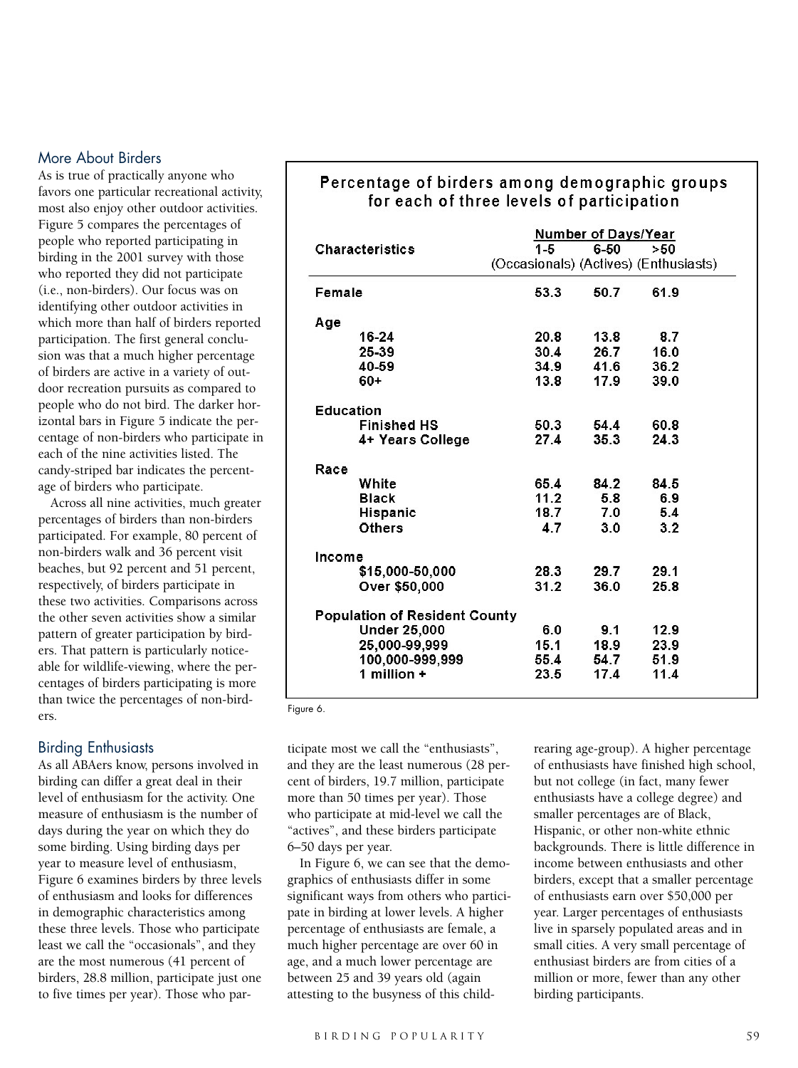## More About Birders

As is true of practically anyone who favors one particular recreational activity, most also enjoy other outdoor activities. Figure 5 compares the percentages of people who reported participating in birding in the 2001 survey with those who reported they did not participate (i.e., non-birders). Our focus was on identifying other outdoor activities in which more than half of birders reported participation. The first general conclusion was that a much higher percentage of birders are active in a variety of outdoor recreation pursuits as compared to people who do not bird. The darker horizontal bars in Figure 5 indicate the percentage of non-birders who participate in each of the nine activities listed. The candy-striped bar indicates the percentage of birders who participate.

Across all nine activities, much greater percentages of birders than non-birders participated. For example, 80 percent of non-birders walk and 36 percent visit beaches, but 92 percent and 51 percent, respectively, of birders participate in these two activities. Comparisons across the other seven activities show a similar pattern of greater participation by birders. That pattern is particularly noticeable for wildlife-viewing, where the percentages of birders participating is more than twice the percentages of non-birders.

**Percentage of birders among demographic groups for each of three levels of participation**

| Characteristics | Number of Days/Year 1-5 (Occasionals) | 6-50 (Actives) | >50 (Enthusiasts) |
|---|---|---|---|
| Female | 53.3 | 50.7 | 61.9 |
| **Age** | | | |
| 16-24 | 20.8 | 13.8 | 8.7 |
| 25-39 | 30.4 | 26.7 | 16.0 |
| 40-59 | 34.9 | 41.6 | 36.2 |
| 60+ | 13.8 | 17.9 | 39.0 |
| **Education** | | | |
| Finished HS | 50.3 | 54.4 | 60.8 |
| 4+ Years College | 27.4 | 35.3 | 24.3 |
| **Race** | | | |
| White | 65.4 | 84.2 | 84.5 |
| Black | 11.2 | 5.8 | 6.9 |
| Hispanic | 18.7 | 7.0 | 5.4 |
| Others | 4.7 | 3.0 | 3.2 |
| **Income** | | | |
| $15,000-50,000 | 28.3 | 29.7 | 29.1 |
| Over $50,000 | 31.2 | 36.0 | 25.8 |
| **Population of Resident County** | | | |
| Under 25,000 | 6.0 | 9.1 | 12.9 |
| 25,000-99,999 | 15.1 | 18.9 | 23.9 |
| 100,000-999,999 | 55.4 | 54.7 | 51.9 |
| 1 million + | 23.5 | 17.4 | 11.4 |

Figure 6.

## Birding Enthusiasts

As all ABAers know, persons involved in birding can differ a great deal in their level of enthusiasm for the activity. One measure of enthusiasm is the number of days during the year on which they do some birding. Using birding days per year to measure level of enthusiasm, Figure 6 examines birders by three levels of enthusiasm and looks for differences in demographic characteristics among these three levels. Those who participate least we call the "occasionals", and they are the most numerous (41 percent of birders, 28.8 million, participate just one to five times per year). Those who participate most we call the "enthusiasts", and they are the least numerous (28 percent of birders, 19.7 million, participate more than 50 times per year). Those who participate at mid-level we call the "actives", and these birders participate 6–50 days per year.

In Figure 6, we can see that the demographics of enthusiasts differ in some significant ways from others who participate in birding at lower levels. A higher percentage of enthusiasts are female, a much higher percentage are over 60 in age, and a much lower percentage are between 25 and 39 years old (again attesting to the busyness of this child-rearing age-group). A higher percentage of enthusiasts have finished high school, but not college (in fact, many fewer enthusiasts have a college degree) and smaller percentages are of Black, Hispanic, or other non-white ethnic backgrounds. There is little difference in income between enthusiasts and other birders, except that a smaller percentage of enthusiasts earn over $50,000 per year. Larger percentages of enthusiasts live in sparsely populated areas and in small cities. A very small percentage of enthusiast birders are from cities of a million or more, fewer than any other birding participants.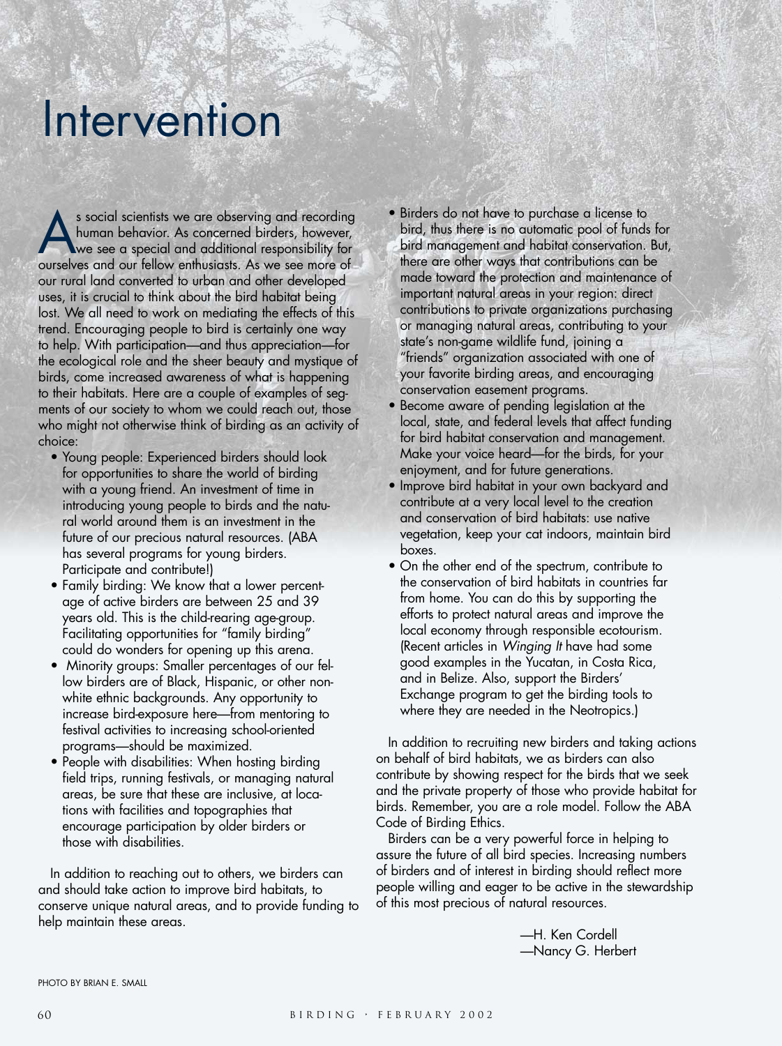# Intervention

As social scientists we are observing and recording human behavior. As concerned birders, however, we see a special and additional responsibility for ourselves and our fellow enthusiasts. As we see more of our rural land converted to urban and other developed uses, it is crucial to think about the bird habitat being lost. We all need to work on mediating the effects of this trend. Encouraging people to bird is certainly one way to help. With participation—and thus appreciation—for the ecological role and the sheer beauty and mystique of birds, come increased awareness of what is happening to their habitats. Here are a couple of examples of segments of our society to whom we could reach out, those who might not otherwise think of birding as an activity of choice:

- Young people: Experienced birders should look for opportunities to share the world of birding with a young friend. An investment of time in introducing young people to birds and the natural world around them is an investment in the future of our precious natural resources. (ABA has several programs for young birders. Participate and contribute!)
- Family birding: We know that a lower percentage of active birders are between 25 and 39 years old. This is the child-rearing age-group. Facilitating opportunities for "family birding" could do wonders for opening up this arena.
- Minority groups: Smaller percentages of our fellow birders are of Black, Hispanic, or other nonwhite ethnic backgrounds. Any opportunity to increase bird-exposure here—from mentoring to festival activities to increasing school-oriented programs—should be maximized.
- People with disabilities: When hosting birding field trips, running festivals, or managing natural areas, be sure that these are inclusive, at locations with facilities and topographies that encourage participation by older birders or those with disabilities.

In addition to reaching out to others, we birders can and should take action to improve bird habitats, to conserve unique natural areas, and to provide funding to help maintain these areas.

- Birders do not have to purchase a license to bird, thus there is no automatic pool of funds for bird management and habitat conservation. But, there are other ways that contributions can be made toward the protection and maintenance of important natural areas in your region: direct contributions to private organizations purchasing or managing natural areas, contributing to your state's non-game wildlife fund, joining a "friends" organization associated with one of your favorite birding areas, and encouraging conservation easement programs.
- Become aware of pending legislation at the local, state, and federal levels that affect funding for bird habitat conservation and management. Make your voice heard—for the birds, for your enjoyment, and for future generations.
- Improve bird habitat in your own backyard and contribute at a very local level to the creation and conservation of bird habitats: use native vegetation, keep your cat indoors, maintain bird boxes.
- On the other end of the spectrum, contribute to the conservation of bird habitats in countries far from home. You can do this by supporting the efforts to protect natural areas and improve the local economy through responsible ecotourism. (Recent articles in *Winging It* have had some good examples in the Yucatan, in Costa Rica, and in Belize. Also, support the Birders' Exchange program to get the birding tools to where they are needed in the Neotropics.)

In addition to recruiting new birders and taking actions on behalf of bird habitats, we as birders can also contribute by showing respect for the birds that we seek and the private property of those who provide habitat for birds. Remember, you are a role model. Follow the ABA Code of Birding Ethics.

Birders can be a very powerful force in helping to assure the future of all bird species. Increasing numbers of birders and of interest in birding should reflect more people willing and eager to be active in the stewardship of this most precious of natural resources.

—H. Ken Cordell
—Nancy G. Herbert

PHOTO BY BRIAN E. SMALL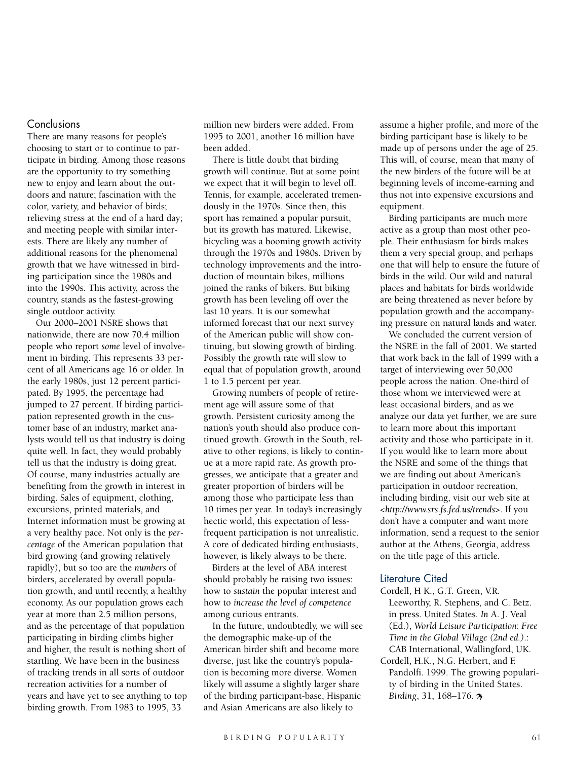## Conclusions

There are many reasons for people's choosing to start or to continue to participate in birding. Among those reasons are the opportunity to try something new to enjoy and learn about the outdoors and nature; fascination with the color, variety, and behavior of birds; relieving stress at the end of a hard day; and meeting people with similar interests. There are likely any number of additional reasons for the phenomenal growth that we have witnessed in birding participation since the 1980s and into the 1990s. This activity, across the country, stands as the fastest-growing single outdoor activity.

Our 2000–2001 NSRE shows that nationwide, there are now 70.4 million people who report *some* level of involvement in birding. This represents 33 percent of all Americans age 16 or older. In the early 1980s, just 12 percent participated. By 1995, the percentage had jumped to 27 percent. If birding participation represented growth in the customer base of an industry, market analysts would tell us that industry is doing quite well. In fact, they would probably tell us that the industry is doing great. Of course, many industries actually are benefiting from the growth in interest in birding. Sales of equipment, clothing, excursions, printed materials, and Internet information must be growing at a very healthy pace. Not only is the *percentage* of the American population that bird growing (and growing relatively rapidly), but so too are the *numbers* of birders, accelerated by overall population growth, and until recently, a healthy economy. As our population grows each year at more than 2.5 million persons, and as the percentage of that population participating in birding climbs higher and higher, the result is nothing short of startling. We have been in the business of tracking trends in all sorts of outdoor recreation activities for a number of years and have yet to see anything to top birding growth. From 1983 to 1995, 33 million new birders were added. From 1995 to 2001, another 16 million have been added.

There is little doubt that birding growth will continue. But at some point we expect that it will begin to level off. Tennis, for example, accelerated tremendously in the 1970s. Since then, this sport has remained a popular pursuit, but its growth has matured. Likewise, bicycling was a booming growth activity through the 1970s and 1980s. Driven by technology improvements and the introduction of mountain bikes, millions joined the ranks of bikers. But biking growth has been leveling off over the last 10 years. It is our somewhat informed forecast that our next survey of the American public will show continuing, but slowing growth of birding. Possibly the growth rate will slow to equal that of population growth, around 1 to 1.5 percent per year.

Growing numbers of people of retirement age will assure some of that growth. Persistent curiosity among the nation's youth should also produce continued growth. Growth in the South, relative to other regions, is likely to continue at a more rapid rate. As growth progresses, we anticipate that a greater and greater proportion of birders will be among those who participate less than 10 times per year. In today's increasingly hectic world, this expectation of less-frequent participation is not unrealistic. A core of dedicated birding enthusiasts, however, is likely always to be there.

Birders at the level of ABA interest should probably be raising two issues: how to *sustain* the popular interest and how to *increase the level of competence* among curious entrants.

In the future, undoubtedly, we will see the demographic make-up of the American birder shift and become more diverse, just like the country's population is becoming more diverse. Women likely will assume a slightly larger share of the birding participant-base, Hispanic and Asian Americans are also likely to assume a higher profile, and more of the birding participant base is likely to be made up of persons under the age of 25. This will, of course, mean that many of the new birders of the future will be at beginning levels of income-earning and thus not into expensive excursions and equipment.

Birding participants are much more active as a group than most other people. Their enthusiasm for birds makes them a very special group, and perhaps one that will help to ensure the future of birds in the wild. Our wild and natural places and habitats for birds worldwide are being threatened as never before by population growth and the accompanying pressure on natural lands and water.

We concluded the current version of the NSRE in the fall of 2001. We started that work back in the fall of 1999 with a target of interviewing over 50,000 people across the nation. One-third of those whom we interviewed were at least occasional birders, and as we analyze our data yet further, we are sure to learn more about this important activity and those who participate in it. If you would like to learn more about the NSRE and some of the things that we are finding out about American's participation in outdoor recreation, including birding, visit our web site at <*http://www.srs.fs.fed.us/trends*>. If you don't have a computer and want more information, send a request to the senior author at the Athens, Georgia, address on the title page of this article.

## Literature Cited

Cordell, H K., G.T. Green, V.R. Leeworthy, R. Stephens, and C. Betz. in press. United States. *In* A. J. Veal (Ed.), *World Leisure Participation: Free Time in the Global Village (2nd ed.)*.: CAB International, Wallingford, UK.

Cordell, H.K., N.G. Herbert, and F. Pandolfi. 1999. The growing popularity of birding in the United States. *Birding*, 31, 168–176.